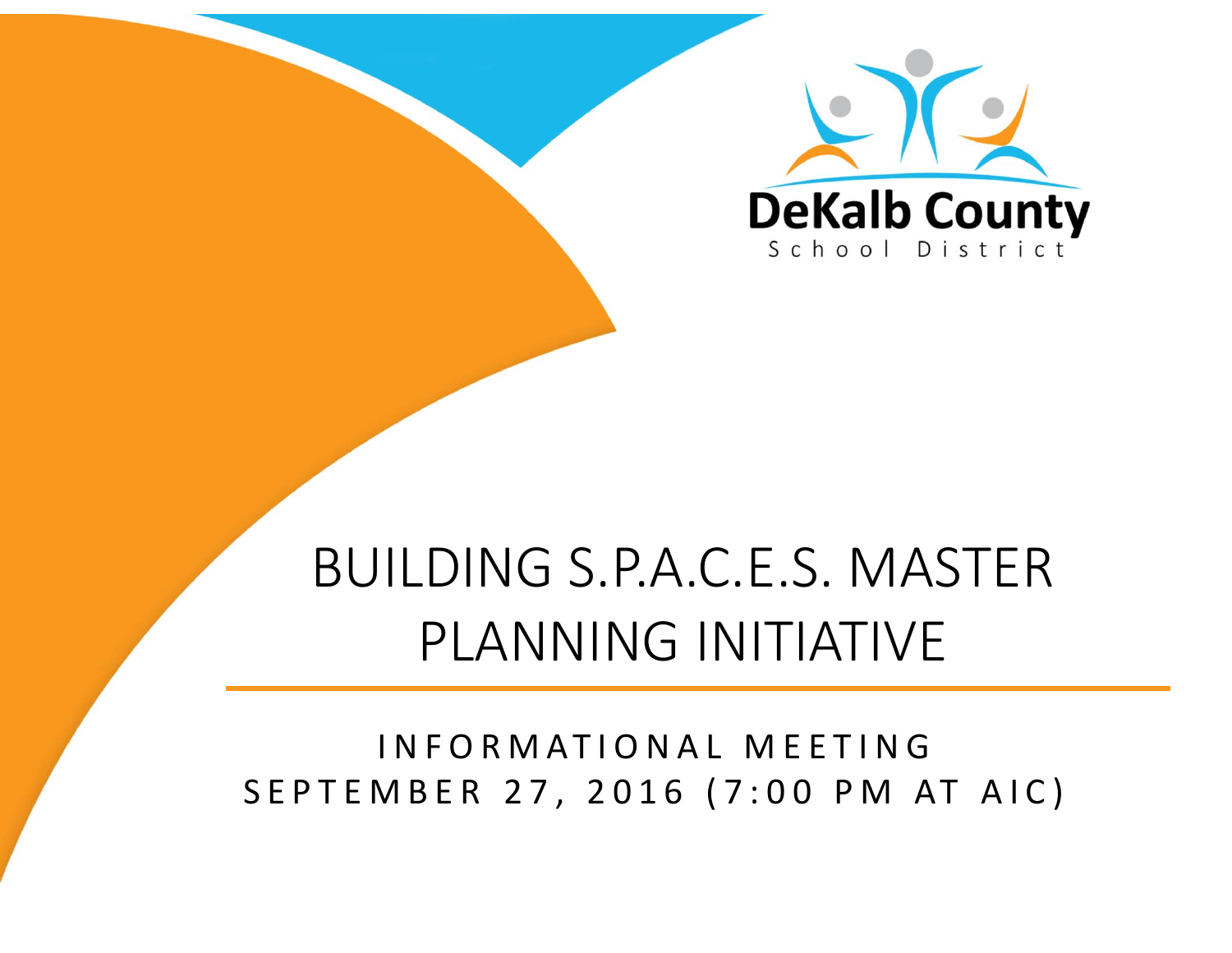DeKalb County
School District

# BUILDING S.P.A.C.E.S. MASTER PLANNING INITIATIVE

INFORMATIONAL MEETING
SEPTEMBER 27, 2016 (7:00 PM AT AIC)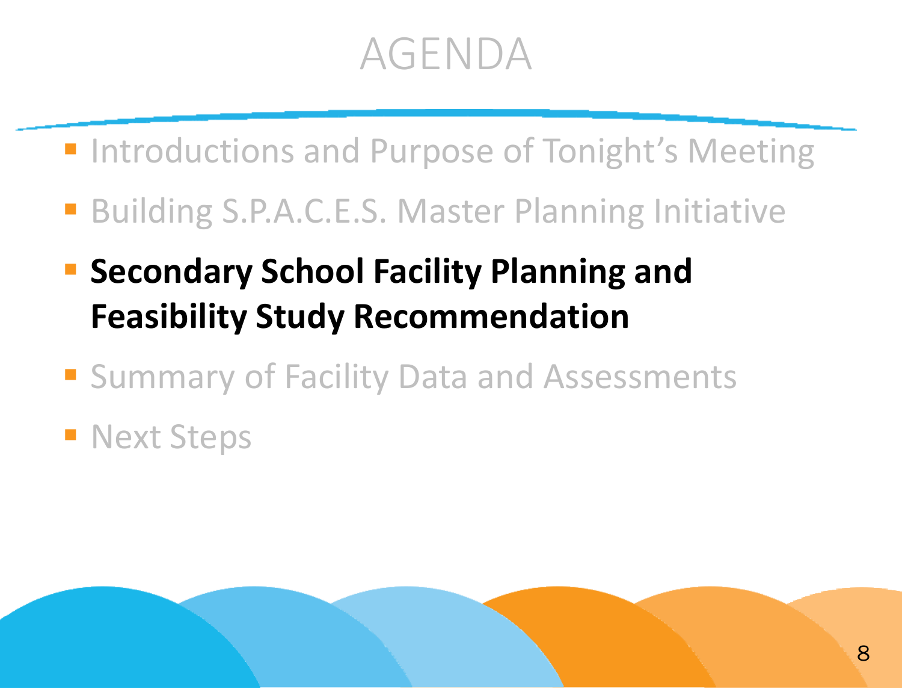# AGENDA

- Introductions and Purpose of Tonight's Meeting
- Building S.P.A.C.E.S. Master Planning Initiative
- **Secondary School Facility Planning and Feasibility Study Recommendation**
- Summary of Facility Data and Assessments
- Next Steps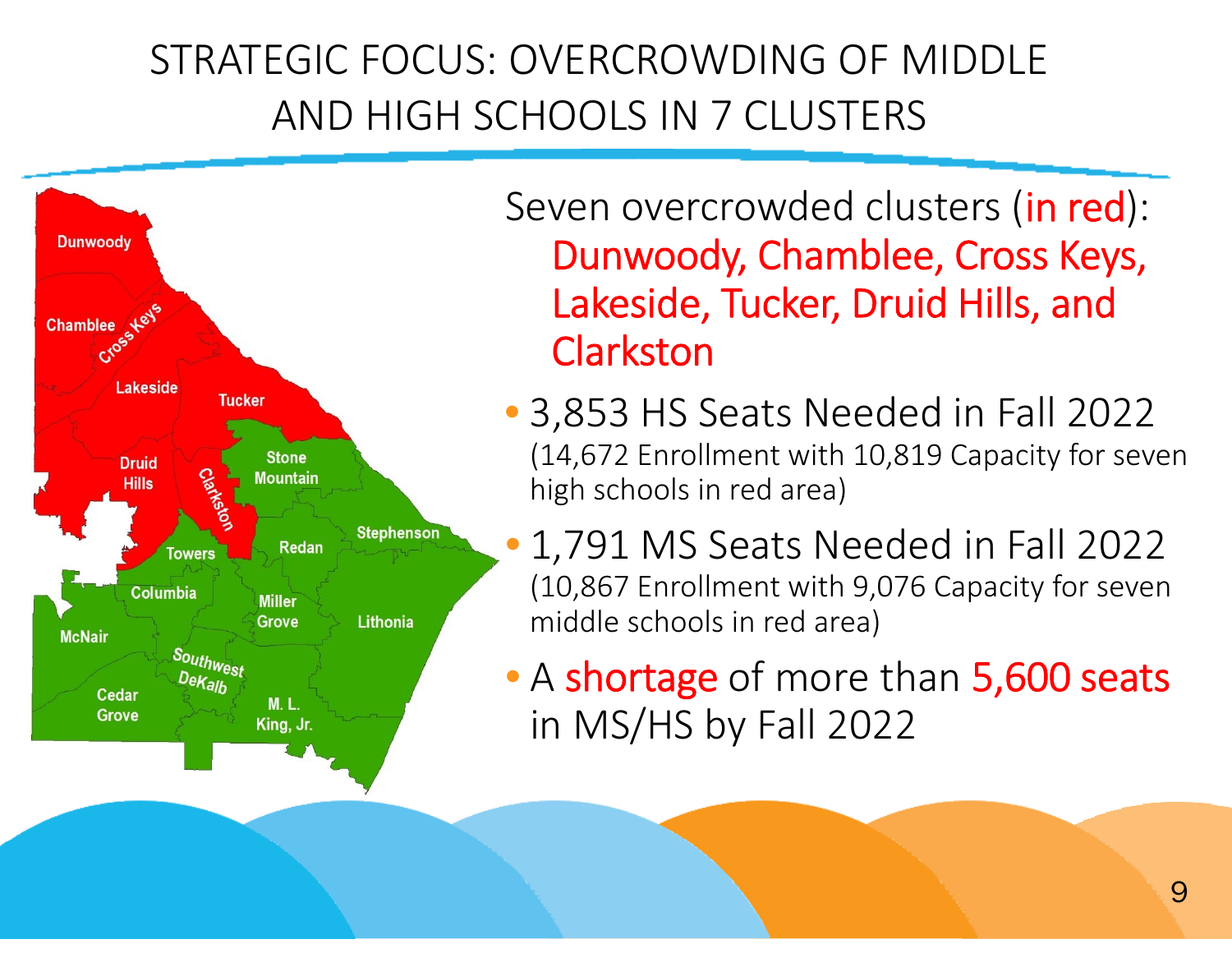# STRATEGIC FOCUS: OVERCROWDING OF MIDDLE AND HIGH SCHOOLS IN 7 CLUSTERS

Seven overcrowded clusters (in red):
Dunwoody, Chamblee, Cross Keys, Lakeside, Tucker, Druid Hills, and Clarkston

- 3,853 HS Seats Needed in Fall 2022
  (14,672 Enrollment with 10,819 Capacity for seven high schools in red area)
- 1,791 MS Seats Needed in Fall 2022
  (10,867 Enrollment with 9,076 Capacity for seven middle schools in red area)
- A shortage of more than 5,600 seats in MS/HS by Fall 2022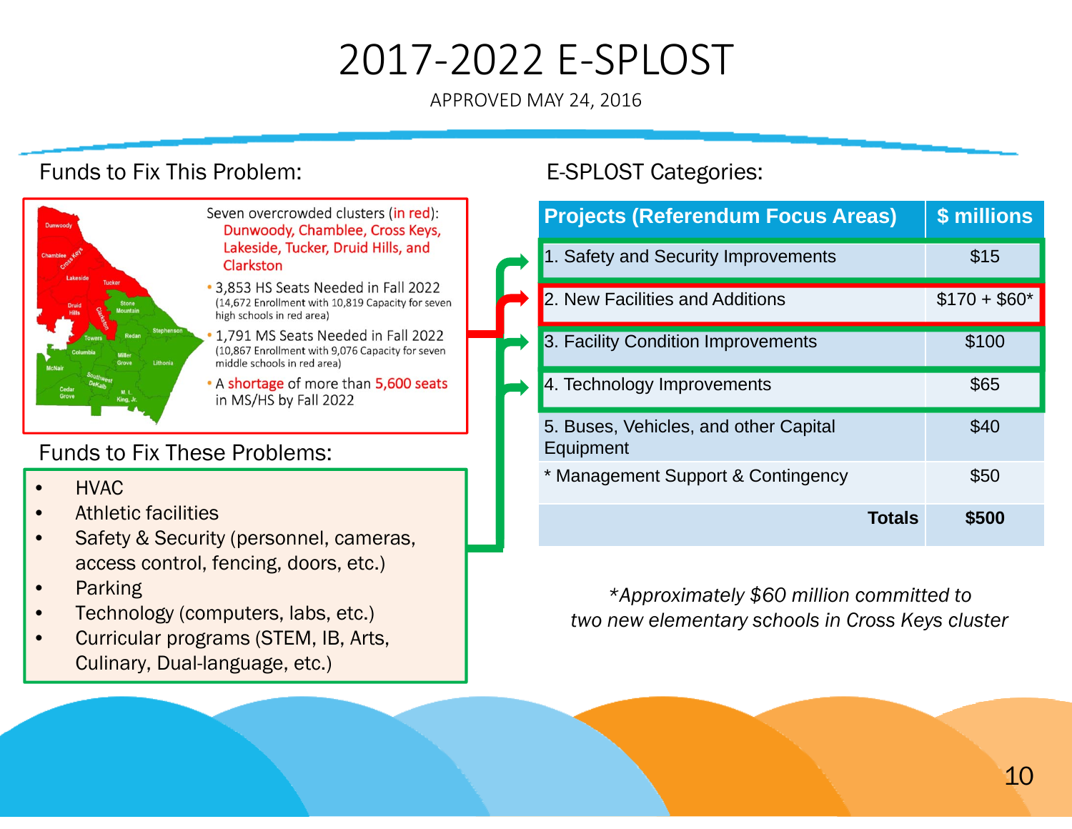# 2017-2022 E-SPLOST

APPROVED MAY 24, 2016

## Funds to Fix This Problem:

Seven overcrowded clusters (in red): Dunwoody, Chamblee, Cross Keys, Lakeside, Tucker, Druid Hills, and Clarkston

- 3,853 HS Seats Needed in Fall 2022 (14,672 Enrollment with 10,819 Capacity for seven high schools in red area)
- 1,791 MS Seats Needed in Fall 2022 (10,867 Enrollment with 9,076 Capacity for seven middle schools in red area)
- A shortage of more than 5,600 seats in MS/HS by Fall 2022

## Funds to Fix These Problems:

- HVAC
- Athletic facilities
- Safety & Security (personnel, cameras, access control, fencing, doors, etc.)
- Parking
- Technology (computers, labs, etc.)
- Curricular programs (STEM, IB, Arts, Culinary, Dual-language, etc.)

## E-SPLOST Categories:

| Projects (Referendum Focus Areas) | $ millions |
|---|---|
| 1. Safety and Security Improvements | $15 |
| 2. New Facilities and Additions | $170 + $60* |
| 3. Facility Condition Improvements | $100 |
| 4. Technology Improvements | $65 |
| 5. Buses, Vehicles, and other Capital Equipment | $40 |
| * Management Support & Contingency | $50 |
| **Totals** | **$500** |

*\*Approximately $60 million committed to two new elementary schools in Cross Keys cluster*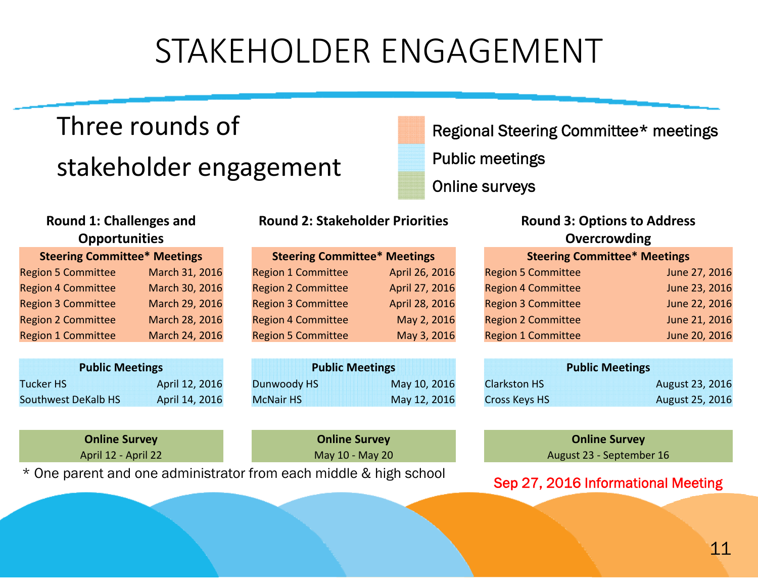# STAKEHOLDER ENGAGEMENT

## Three rounds of stakeholder engagement

- Regional Steering Committee* meetings
- Public meetings
- Online surveys

### Round 1: Challenges and Opportunities

| Steering Committee* Meetings | |
|---|---|
| Region 5 Committee | March 31, 2016 |
| Region 4 Committee | March 30, 2016 |
| Region 3 Committee | March 29, 2016 |
| Region 2 Committee | March 28, 2016 |
| Region 1 Committee | March 24, 2016 |

| Public Meetings | |
|---|---|
| Tucker HS | April 12, 2016 |
| Southwest DeKalb HS | April 14, 2016 |

**Online Survey**
April 12 - April 22

### Round 2: Stakeholder Priorities

| Steering Committee* Meetings | |
|---|---|
| Region 1 Committee | April 26, 2016 |
| Region 2 Committee | April 27, 2016 |
| Region 3 Committee | April 28, 2016 |
| Region 4 Committee | May 2, 2016 |
| Region 5 Committee | May 3, 2016 |

| Public Meetings | |
|---|---|
| Dunwoody HS | May 10, 2016 |
| McNair HS | May 12, 2016 |

**Online Survey**
May 10 - May 20

### Round 3: Options to Address Overcrowding

| Steering Committee* Meetings | |
|---|---|
| Region 5 Committee | June 27, 2016 |
| Region 4 Committee | June 23, 2016 |
| Region 3 Committee | June 22, 2016 |
| Region 2 Committee | June 21, 2016 |
| Region 1 Committee | June 20, 2016 |

| Public Meetings | |
|---|---|
| Clarkston HS | August 23, 2016 |
| Cross Keys HS | August 25, 2016 |

**Online Survey**
August 23 - September 16

* One parent and one administrator from each middle & high school

Sep 27, 2016 Informational Meeting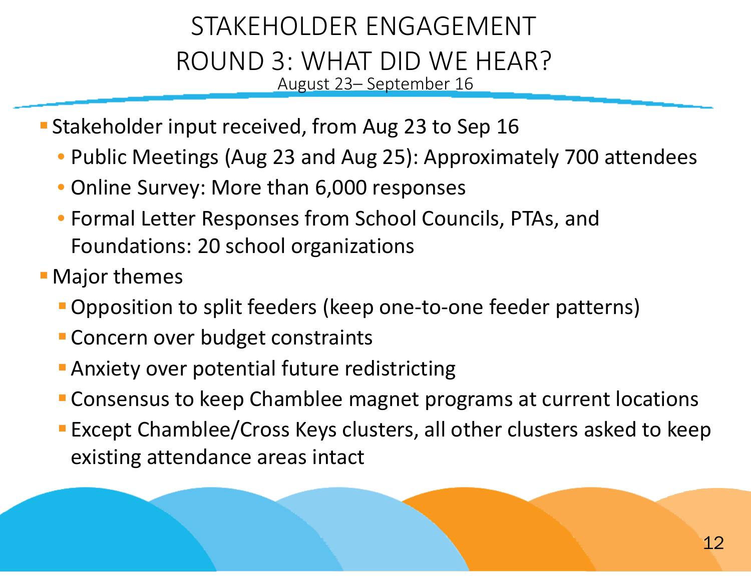# STAKEHOLDER ENGAGEMENT ROUND 3: WHAT DID WE HEAR?

August 23– September 16

- Stakeholder input received, from Aug 23 to Sep 16
  - Public Meetings (Aug 23 and Aug 25): Approximately 700 attendees
  - Online Survey: More than 6,000 responses
  - Formal Letter Responses from School Councils, PTAs, and Foundations: 20 school organizations
- Major themes
  - Opposition to split feeders (keep one-to-one feeder patterns)
  - Concern over budget constraints
  - Anxiety over potential future redistricting
  - Consensus to keep Chamblee magnet programs at current locations
  - Except Chamblee/Cross Keys clusters, all other clusters asked to keep existing attendance areas intact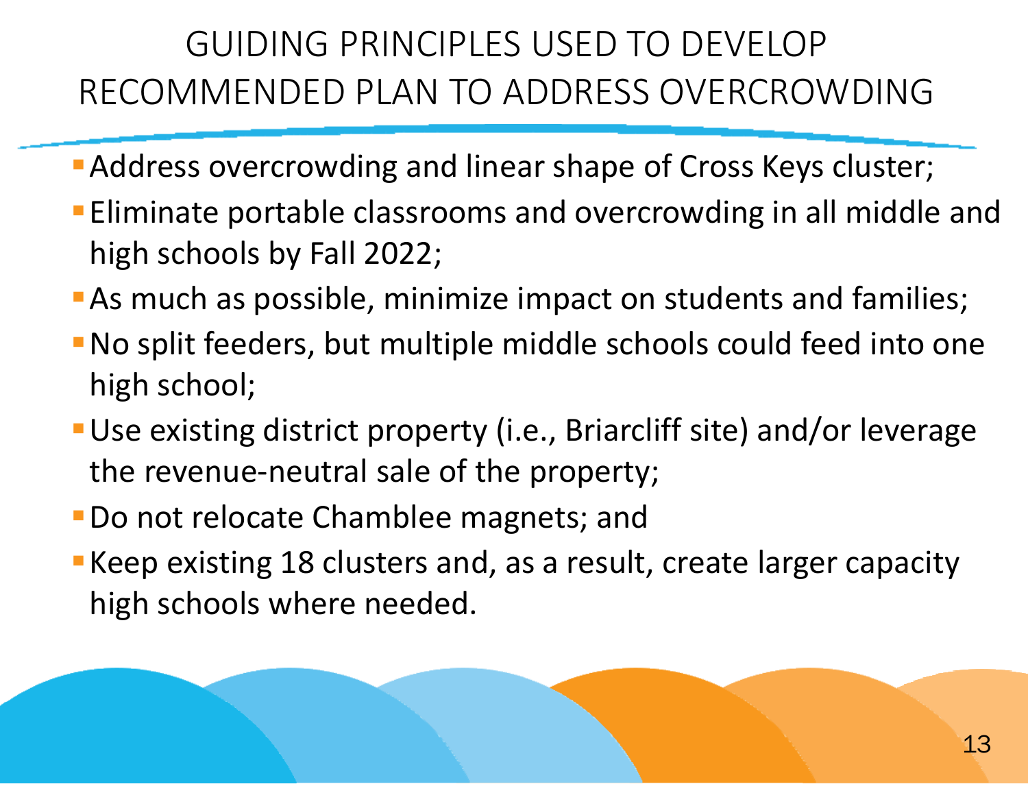# GUIDING PRINCIPLES USED TO DEVELOP RECOMMENDED PLAN TO ADDRESS OVERCROWDING

- Address overcrowding and linear shape of Cross Keys cluster;
- Eliminate portable classrooms and overcrowding in all middle and high schools by Fall 2022;
- As much as possible, minimize impact on students and families;
- No split feeders, but multiple middle schools could feed into one high school;
- Use existing district property (i.e., Briarcliff site) and/or leverage the revenue-neutral sale of the property;
- Do not relocate Chamblee magnets; and
- Keep existing 18 clusters and, as a result, create larger capacity high schools where needed.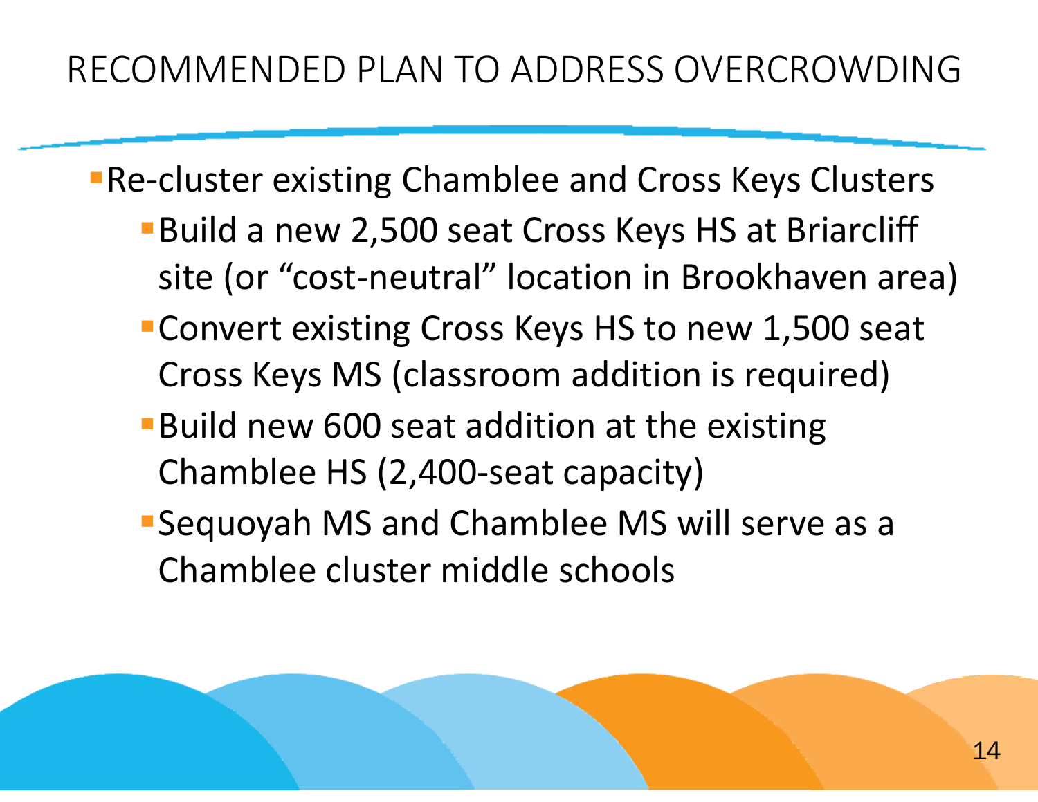# RECOMMENDED PLAN TO ADDRESS OVERCROWDING

- Re-cluster existing Chamblee and Cross Keys Clusters
  - Build a new 2,500 seat Cross Keys HS at Briarcliff site (or "cost-neutral" location in Brookhaven area)
  - Convert existing Cross Keys HS to new 1,500 seat Cross Keys MS (classroom addition is required)
  - Build new 600 seat addition at the existing Chamblee HS (2,400-seat capacity)
  - Sequoyah MS and Chamblee MS will serve as a Chamblee cluster middle schools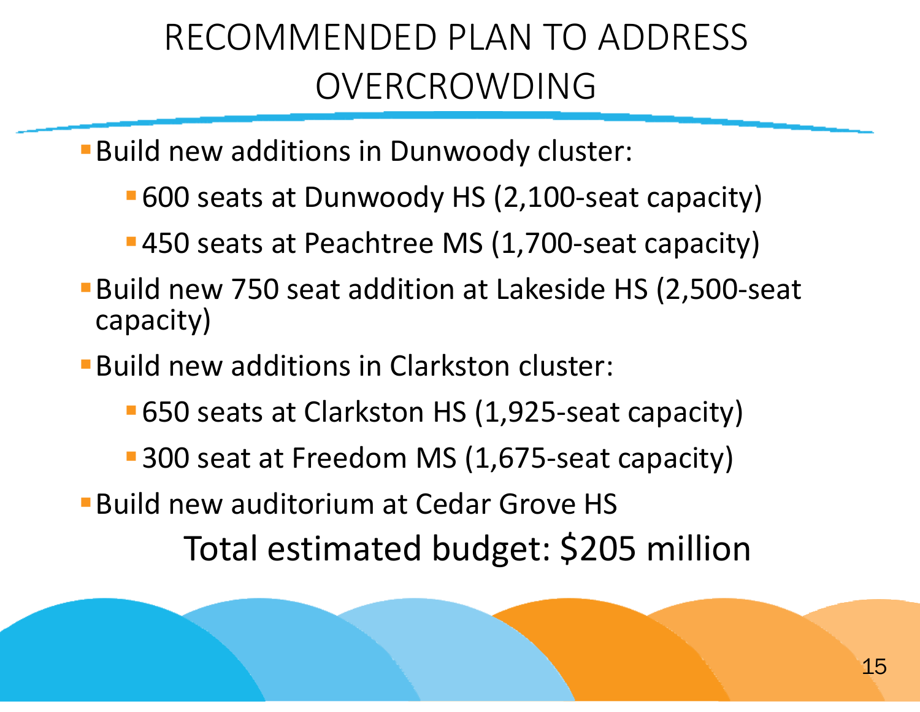# RECOMMENDED PLAN TO ADDRESS OVERCROWDING

- Build new additions in Dunwoody cluster:
  - 600 seats at Dunwoody HS (2,100-seat capacity)
  - 450 seats at Peachtree MS (1,700-seat capacity)
- Build new 750 seat addition at Lakeside HS (2,500-seat capacity)
- Build new additions in Clarkston cluster:
  - 650 seats at Clarkston HS (1,925-seat capacity)
  - 300 seat at Freedom MS (1,675-seat capacity)
- Build new auditorium at Cedar Grove HS

Total estimated budget: $205 million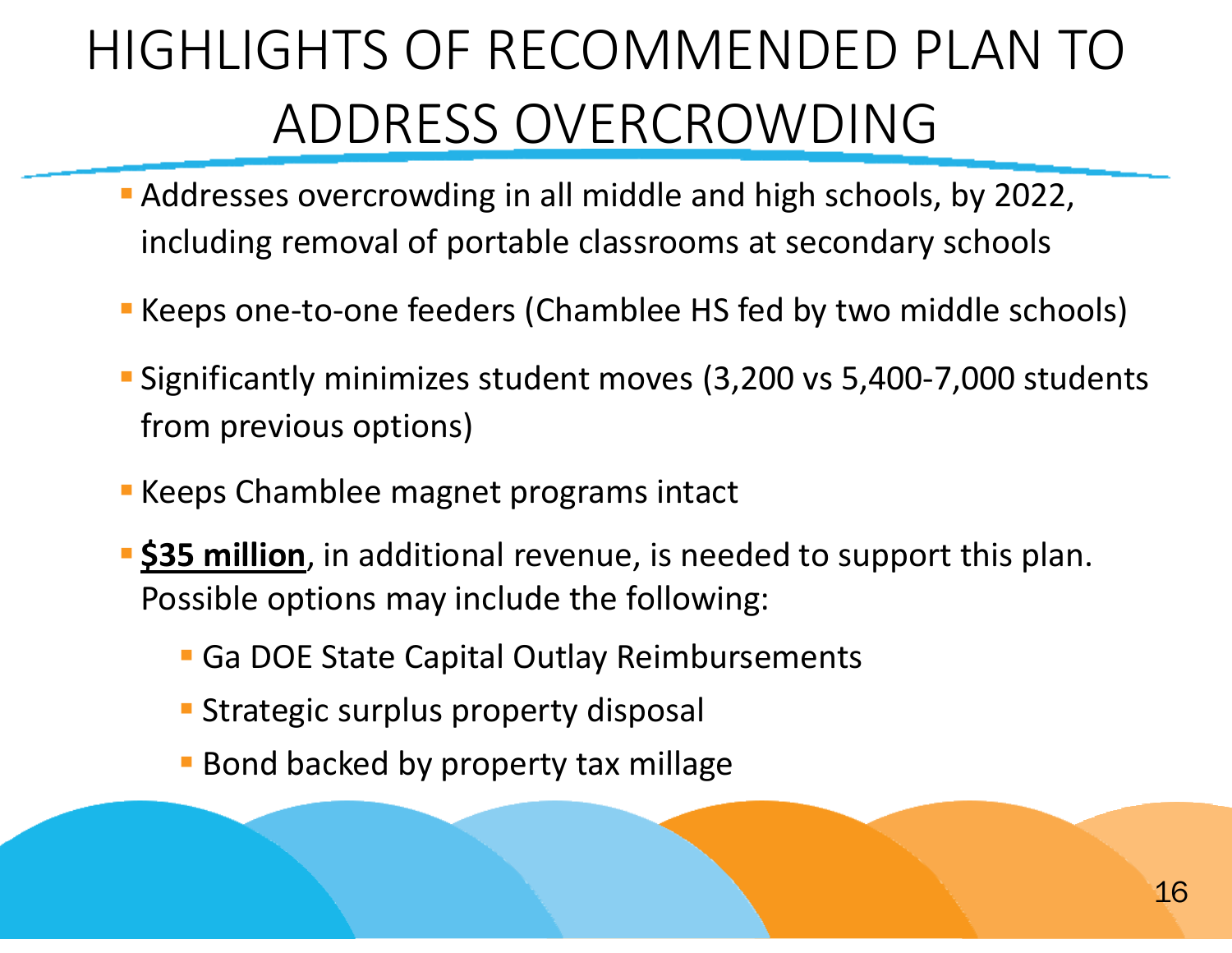# HIGHLIGHTS OF RECOMMENDED PLAN TO ADDRESS OVERCROWDING

- Addresses overcrowding in all middle and high schools, by 2022, including removal of portable classrooms at secondary schools
- Keeps one-to-one feeders (Chamblee HS fed by two middle schools)
- Significantly minimizes student moves (3,200 vs 5,400-7,000 students from previous options)
- Keeps Chamblee magnet programs intact
- **<u>$35 million</u>**, in additional revenue, is needed to support this plan. Possible options may include the following:
  - Ga DOE State Capital Outlay Reimbursements
  - Strategic surplus property disposal
  - Bond backed by property tax millage